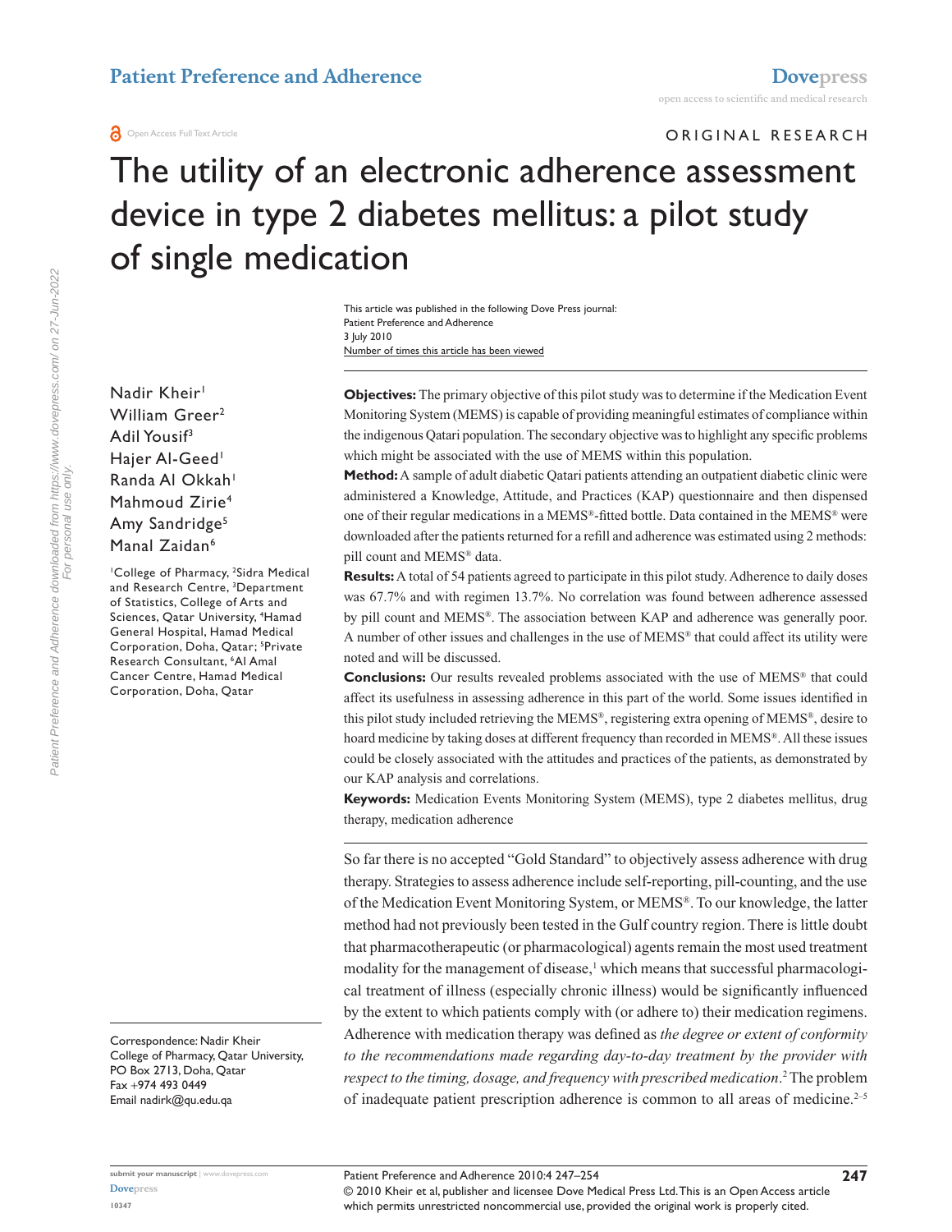ORIGINAL RESEARCH

# The utility of an electronic adherence assessment device in type 2 diabetes mellitus: a pilot study of single medication

This article was published in the following Dove Press journal:
Patient Preference and Adherence
3 July 2010
Number of times this article has been viewed

Nadir Kheir[1]
William Greer[2]
Adil Yousif[3]
Hajer Al-Geed[1]
Randa Al Okkah[1]
Mahmoud Zirie[4]
Amy Sandridge[5]
Manal Zaidan[6]

[1]College of Pharmacy, [2]Sidra Medical and Research Centre, [3]Department of Statistics, College of Arts and Sciences, Qatar University, [4]Hamad General Hospital, Hamad Medical Corporation, Doha, Qatar; [5]Private Research Consultant, [6]Al Amal Cancer Centre, Hamad Medical Corporation, Doha, Qatar

Correspondence: Nadir Kheir
College of Pharmacy, Qatar University, PO Box 2713, Doha, Qatar
Fax +974 493 0449
Email nadirk@qu.edu.qa

**Objectives:** The primary objective of this pilot study was to determine if the Medication Event Monitoring System (MEMS) is capable of providing meaningful estimates of compliance within the indigenous Qatari population. The secondary objective was to highlight any specific problems which might be associated with the use of MEMS within this population.

**Method:** A sample of adult diabetic Qatari patients attending an outpatient diabetic clinic were administered a Knowledge, Attitude, and Practices (KAP) questionnaire and then dispensed one of their regular medications in a MEMS®-fitted bottle. Data contained in the MEMS® were downloaded after the patients returned for a refill and adherence was estimated using 2 methods: pill count and MEMS® data.

**Results:** A total of 54 patients agreed to participate in this pilot study. Adherence to daily doses was 67.7% and with regimen 13.7%. No correlation was found between adherence assessed by pill count and MEMS®. The association between KAP and adherence was generally poor. A number of other issues and challenges in the use of MEMS® that could affect its utility were noted and will be discussed.

**Conclusions:** Our results revealed problems associated with the use of MEMS® that could affect its usefulness in assessing adherence in this part of the world. Some issues identified in this pilot study included retrieving the MEMS®, registering extra opening of MEMS®, desire to hoard medicine by taking doses at different frequency than recorded in MEMS®. All these issues could be closely associated with the attitudes and practices of the patients, as demonstrated by our KAP analysis and correlations.

**Keywords:** Medication Events Monitoring System (MEMS), type 2 diabetes mellitus, drug therapy, medication adherence

So far there is no accepted "Gold Standard" to objectively assess adherence with drug therapy. Strategies to assess adherence include self-reporting, pill-counting, and the use of the Medication Event Monitoring System, or MEMS®. To our knowledge, the latter method had not previously been tested in the Gulf country region. There is little doubt that pharmacotherapeutic (or pharmacological) agents remain the most used treatment modality for the management of disease,[1] which means that successful pharmacological treatment of illness (especially chronic illness) would be significantly influenced by the extent to which patients comply with (or adhere to) their medication regimens. Adherence with medication therapy was defined as *the degree or extent of conformity to the recommendations made regarding day-to-day treatment by the provider with respect to the timing, dosage, and frequency with prescribed medication*.[2] The problem of inadequate patient prescription adherence is common to all areas of medicine.[2–5]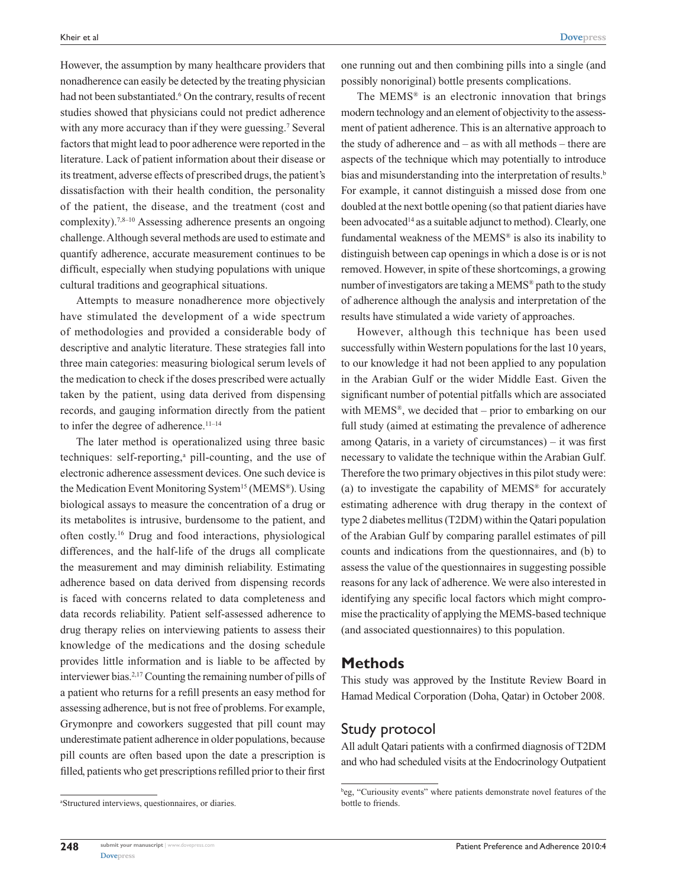However, the assumption by many healthcare providers that nonadherence can easily be detected by the treating physician had not been substantiated.[6] On the contrary, results of recent studies showed that physicians could not predict adherence with any more accuracy than if they were guessing.[7] Several factors that might lead to poor adherence were reported in the literature. Lack of patient information about their disease or its treatment, adverse effects of prescribed drugs, the patient's dissatisfaction with their health condition, the personality of the patient, the disease, and the treatment (cost and complexity).[7,8–10] Assessing adherence presents an ongoing challenge. Although several methods are used to estimate and quantify adherence, accurate measurement continues to be difficult, especially when studying populations with unique cultural traditions and geographical situations.

Attempts to measure nonadherence more objectively have stimulated the development of a wide spectrum of methodologies and provided a considerable body of descriptive and analytic literature. These strategies fall into three main categories: measuring biological serum levels of the medication to check if the doses prescribed were actually taken by the patient, using data derived from dispensing records, and gauging information directly from the patient to infer the degree of adherence.[11–14]

The later method is operationalized using three basic techniques: self-reporting,[a] pill-counting, and the use of electronic adherence assessment devices. One such device is the Medication Event Monitoring System[15] (MEMS®). Using biological assays to measure the concentration of a drug or its metabolites is intrusive, burdensome to the patient, and often costly.[16] Drug and food interactions, physiological differences, and the half-life of the drugs all complicate the measurement and may diminish reliability. Estimating adherence based on data derived from dispensing records is faced with concerns related to data completeness and data records reliability. Patient self-assessed adherence to drug therapy relies on interviewing patients to assess their knowledge of the medications and the dosing schedule provides little information and is liable to be affected by interviewer bias.[2,17] Counting the remaining number of pills of a patient who returns for a refill presents an easy method for assessing adherence, but is not free of problems. For example, Grymonpre and coworkers suggested that pill count may underestimate patient adherence in older populations, because pill counts are often based upon the date a prescription is filled, patients who get prescriptions refilled prior to their first one running out and then combining pills into a single (and possibly nonoriginal) bottle presents complications.

The MEMS® is an electronic innovation that brings modern technology and an element of objectivity to the assessment of patient adherence. This is an alternative approach to the study of adherence and – as with all methods – there are aspects of the technique which may potentially to introduce bias and misunderstanding into the interpretation of results.[b] For example, it cannot distinguish a missed dose from one doubled at the next bottle opening (so that patient diaries have been advocated[14] as a suitable adjunct to method). Clearly, one fundamental weakness of the MEMS® is also its inability to distinguish between cap openings in which a dose is or is not removed. However, in spite of these shortcomings, a growing number of investigators are taking a MEMS® path to the study of adherence although the analysis and interpretation of the results have stimulated a wide variety of approaches.

However, although this technique has been used successfully within Western populations for the last 10 years, to our knowledge it had not been applied to any population in the Arabian Gulf or the wider Middle East. Given the significant number of potential pitfalls which are associated with MEMS®, we decided that – prior to embarking on our full study (aimed at estimating the prevalence of adherence among Qataris, in a variety of circumstances) – it was first necessary to validate the technique within the Arabian Gulf. Therefore the two primary objectives in this pilot study were: (a) to investigate the capability of MEMS® for accurately estimating adherence with drug therapy in the context of type 2 diabetes mellitus (T2DM) within the Qatari population of the Arabian Gulf by comparing parallel estimates of pill counts and indications from the questionnaires, and (b) to assess the value of the questionnaires in suggesting possible reasons for any lack of adherence. We were also interested in identifying any specific local factors which might compromise the practicality of applying the MEMS-based technique (and associated questionnaires) to this population.

## Methods

This study was approved by the Institute Review Board in Hamad Medical Corporation (Doha, Qatar) in October 2008.

### Study protocol

All adult Qatari patients with a confirmed diagnosis of T2DM and who had scheduled visits at the Endocrinology Outpatient

[a]Structured interviews, questionnaires, or diaries.

[b]eg, "Curiousity events" where patients demonstrate novel features of the bottle to friends.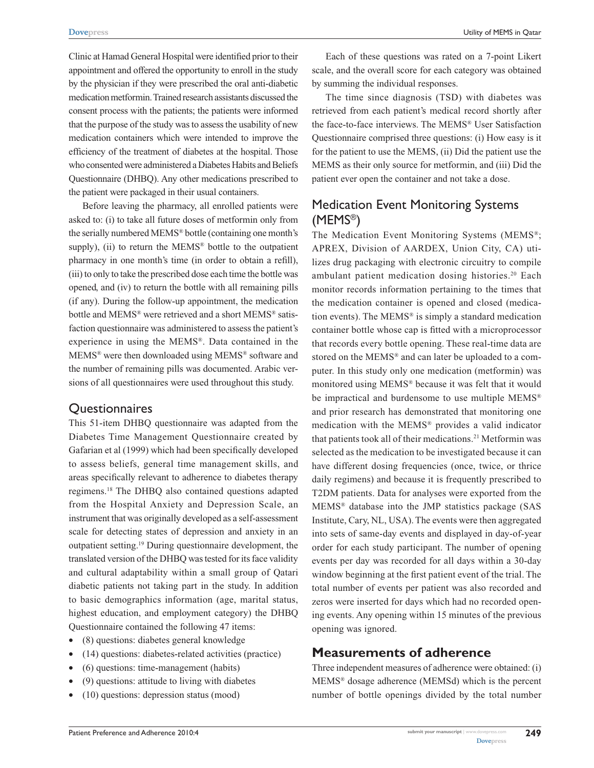Clinic at Hamad General Hospital were identified prior to their appointment and offered the opportunity to enroll in the study by the physician if they were prescribed the oral anti-diabetic medication metformin. Trained research assistants discussed the consent process with the patients; the patients were informed that the purpose of the study was to assess the usability of new medication containers which were intended to improve the efficiency of the treatment of diabetes at the hospital. Those who consented were administered a Diabetes Habits and Beliefs Questionnaire (DHBQ). Any other medications prescribed to the patient were packaged in their usual containers.

Before leaving the pharmacy, all enrolled patients were asked to: (i) to take all future doses of metformin only from the serially numbered MEMS® bottle (containing one month's supply), (ii) to return the MEMS® bottle to the outpatient pharmacy in one month's time (in order to obtain a refill), (iii) to only to take the prescribed dose each time the bottle was opened, and (iv) to return the bottle with all remaining pills (if any). During the follow-up appointment, the medication bottle and MEMS® were retrieved and a short MEMS® satisfaction questionnaire was administered to assess the patient's experience in using the MEMS®. Data contained in the MEMS® were then downloaded using MEMS® software and the number of remaining pills was documented. Arabic versions of all questionnaires were used throughout this study.

## Questionnaires

This 51-item DHBQ questionnaire was adapted from the Diabetes Time Management Questionnaire created by Gafarian et al (1999) which had been specifically developed to assess beliefs, general time management skills, and areas specifically relevant to adherence to diabetes therapy regimens.[18] The DHBQ also contained questions adapted from the Hospital Anxiety and Depression Scale, an instrument that was originally developed as a self-assessment scale for detecting states of depression and anxiety in an outpatient setting.[19] During questionnaire development, the translated version of the DHBQ was tested for its face validity and cultural adaptability within a small group of Qatari diabetic patients not taking part in the study. In addition to basic demographics information (age, marital status, highest education, and employment category) the DHBQ Questionnaire contained the following 47 items:

- (8) questions: diabetes general knowledge
- (14) questions: diabetes-related activities (practice)
- (6) questions: time-management (habits)
- (9) questions: attitude to living with diabetes
- (10) questions: depression status (mood)

Each of these questions was rated on a 7-point Likert scale, and the overall score for each category was obtained by summing the individual responses.

The time since diagnosis (TSD) with diabetes was retrieved from each patient's medical record shortly after the face-to-face interviews. The MEMS® User Satisfaction Questionnaire comprised three questions: (i) How easy is it for the patient to use the MEMS, (ii) Did the patient use the MEMS as their only source for metformin, and (iii) Did the patient ever open the container and not take a dose.

## Medication Event Monitoring Systems (MEMS®)

The Medication Event Monitoring Systems (MEMS®; APREX, Division of AARDEX, Union City, CA) utilizes drug packaging with electronic circuitry to compile ambulant patient medication dosing histories.[20] Each monitor records information pertaining to the times that the medication container is opened and closed (medication events). The MEMS® is simply a standard medication container bottle whose cap is fitted with a microprocessor that records every bottle opening. These real-time data are stored on the MEMS® and can later be uploaded to a computer. In this study only one medication (metformin) was monitored using MEMS® because it was felt that it would be impractical and burdensome to use multiple MEMS® and prior research has demonstrated that monitoring one medication with the MEMS® provides a valid indicator that patients took all of their medications.[21] Metformin was selected as the medication to be investigated because it can have different dosing frequencies (once, twice, or thrice daily regimens) and because it is frequently prescribed to T2DM patients. Data for analyses were exported from the MEMS® database into the JMP statistics package (SAS Institute, Cary, NL, USA). The events were then aggregated into sets of same-day events and displayed in day-of-year order for each study participant. The number of opening events per day was recorded for all days within a 30-day window beginning at the first patient event of the trial. The total number of events per patient was also recorded and zeros were inserted for days which had no recorded opening events. Any opening within 15 minutes of the previous opening was ignored.

## Measurements of adherence

Three independent measures of adherence were obtained: (i) MEMS® dosage adherence (MEMSd) which is the percent number of bottle openings divided by the total number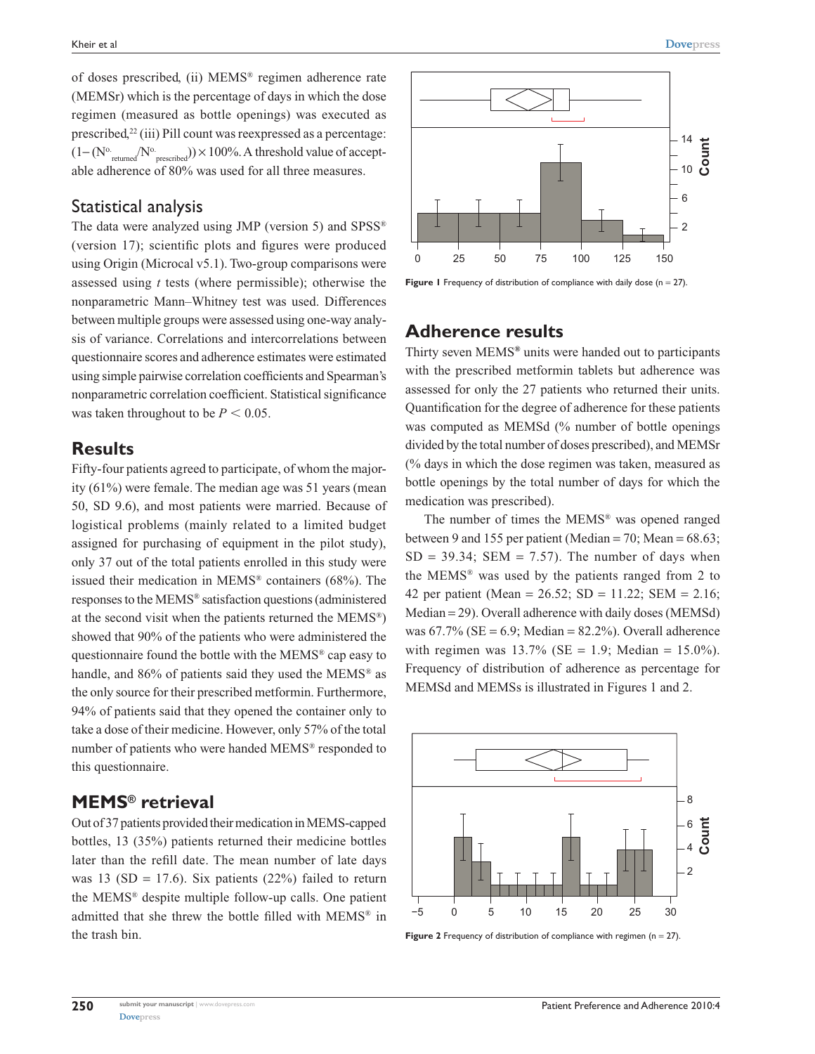of doses prescribed, (ii) MEMS® regimen adherence rate (MEMSr) which is the percentage of days in which the dose regimen (measured as bottle openings) was executed as prescribed,[22] (iii) Pill count was reexpressed as a percentage: $(1-(N^{o.}_{returned}/N^{o.}_{prescribed}))\times 100\%$. A threshold value of acceptable adherence of 80% was used for all three measures.

## Statistical analysis

The data were analyzed using JMP (version 5) and SPSS® (version 17); scientific plots and figures were produced using Origin (Microcal v5.1). Two-group comparisons were assessed using *t* tests (where permissible); otherwise the nonparametric Mann–Whitney test was used. Differences between multiple groups were assessed using one-way analysis of variance. Correlations and intercorrelations between questionnaire scores and adherence estimates were estimated using simple pairwise correlation coefficients and Spearman's nonparametric correlation coefficient. Statistical significance was taken throughout to be $P < 0.05$.

## Results

Fifty-four patients agreed to participate, of whom the majority (61%) were female. The median age was 51 years (mean 50, SD 9.6), and most patients were married. Because of logistical problems (mainly related to a limited budget assigned for purchasing of equipment in the pilot study), only 37 out of the total patients enrolled in this study were issued their medication in MEMS® containers (68%). The responses to the MEMS® satisfaction questions (administered at the second visit when the patients returned the MEMS®) showed that 90% of the patients who were administered the questionnaire found the bottle with the MEMS® cap easy to handle, and 86% of patients said they used the MEMS® as the only source for their prescribed metformin. Furthermore, 94% of patients said that they opened the container only to take a dose of their medicine. However, only 57% of the total number of patients who were handed MEMS® responded to this questionnaire.

## MEMS® retrieval

Out of 37 patients provided their medication in MEMS-capped bottles, 13 (35%) patients returned their medicine bottles later than the refill date. The mean number of late days was 13 (SD = 17.6). Six patients (22%) failed to return the MEMS® despite multiple follow-up calls. One patient admitted that she threw the bottle filled with MEMS® in the trash bin.

**Figure 1** Frequency of distribution of compliance with daily dose (n = 27).

## Adherence results

Thirty seven MEMS® units were handed out to participants with the prescribed metformin tablets but adherence was assessed for only the 27 patients who returned their units. Quantification for the degree of adherence for these patients was computed as MEMSd (% number of bottle openings divided by the total number of doses prescribed), and MEMSr (% days in which the dose regimen was taken, measured as bottle openings by the total number of days for which the medication was prescribed).

The number of times the MEMS® was opened ranged between 9 and 155 per patient (Median = 70; Mean = 68.63; SD = 39.34; SEM = 7.57). The number of days when the MEMS® was used by the patients ranged from 2 to 42 per patient (Mean = 26.52; SD = 11.22; SEM = 2.16; Median = 29). Overall adherence with daily doses (MEMSd) was 67.7% (SE = 6.9; Median = 82.2%). Overall adherence with regimen was 13.7% (SE = 1.9; Median = 15.0%). Frequency of distribution of adherence as percentage for MEMSd and MEMSs is illustrated in Figures 1 and 2.

**Figure 2** Frequency of distribution of compliance with regimen (n = 27).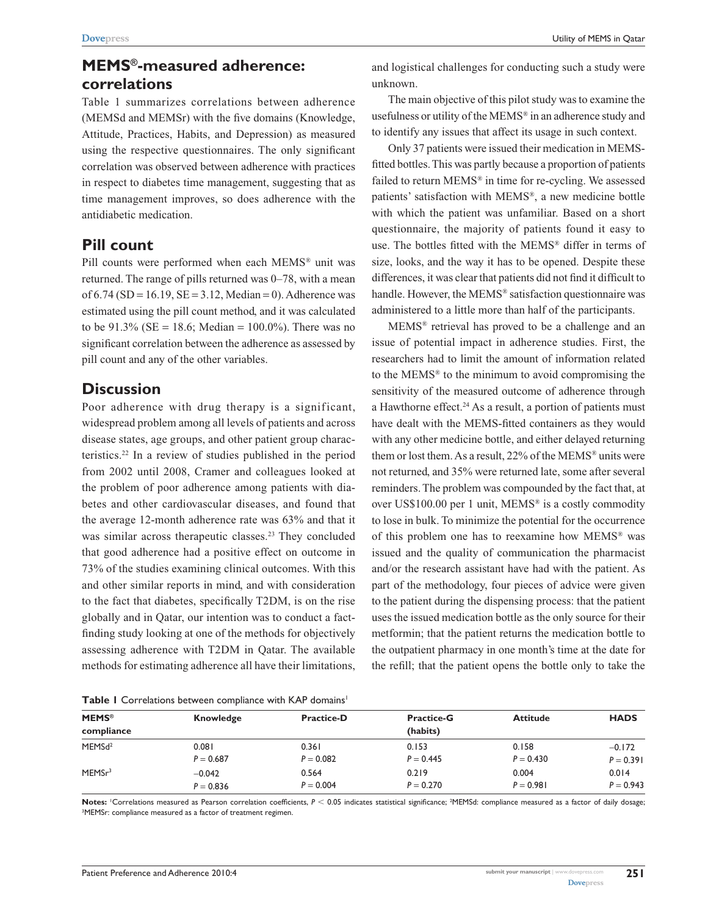## MEMS®-measured adherence: correlations

Table 1 summarizes correlations between adherence (MEMSd and MEMSr) with the five domains (Knowledge, Attitude, Practices, Habits, and Depression) as measured using the respective questionnaires. The only significant correlation was observed between adherence with practices in respect to diabetes time management, suggesting that as time management improves, so does adherence with the antidiabetic medication.

## Pill count

Pill counts were performed when each MEMS® unit was returned. The range of pills returned was 0–78, with a mean of 6.74 (SD = 16.19, SE = 3.12, Median = 0). Adherence was estimated using the pill count method, and it was calculated to be 91.3% (SE = 18.6; Median = 100.0%). There was no significant correlation between the adherence as assessed by pill count and any of the other variables.

## Discussion

Poor adherence with drug therapy is a significant, widespread problem among all levels of patients and across disease states, age groups, and other patient group characteristics.[22] In a review of studies published in the period from 2002 until 2008, Cramer and colleagues looked at the problem of poor adherence among patients with diabetes and other cardiovascular diseases, and found that the average 12-month adherence rate was 63% and that it was similar across therapeutic classes.[23] They concluded that good adherence had a positive effect on outcome in 73% of the studies examining clinical outcomes. With this and other similar reports in mind, and with consideration to the fact that diabetes, specifically T2DM, is on the rise globally and in Qatar, our intention was to conduct a fact-finding study looking at one of the methods for objectively assessing adherence with T2DM in Qatar. The available methods for estimating adherence all have their limitations, and logistical challenges for conducting such a study were unknown.

The main objective of this pilot study was to examine the usefulness or utility of the MEMS® in an adherence study and to identify any issues that affect its usage in such context.

Only 37 patients were issued their medication in MEMS-fitted bottles. This was partly because a proportion of patients failed to return MEMS® in time for re-cycling. We assessed patients' satisfaction with MEMS®, a new medicine bottle with which the patient was unfamiliar. Based on a short questionnaire, the majority of patients found it easy to use. The bottles fitted with the MEMS® differ in terms of size, looks, and the way it has to be opened. Despite these differences, it was clear that patients did not find it difficult to handle. However, the MEMS® satisfaction questionnaire was administered to a little more than half of the participants.

MEMS® retrieval has proved to be a challenge and an issue of potential impact in adherence studies. First, the researchers had to limit the amount of information related to the MEMS® to the minimum to avoid compromising the sensitivity of the measured outcome of adherence through a Hawthorne effect.[24] As a result, a portion of patients must have dealt with the MEMS-fitted containers as they would with any other medicine bottle, and either delayed returning them or lost them. As a result, 22% of the MEMS® units were not returned, and 35% were returned late, some after several reminders. The problem was compounded by the fact that, at over US$100.00 per 1 unit, MEMS® is a costly commodity to lose in bulk. To minimize the potential for the occurrence of this problem one has to reexamine how MEMS® was issued and the quality of communication the pharmacist and/or the research assistant have had with the patient. As part of the methodology, four pieces of advice were given to the patient during the dispensing process: that the patient uses the issued medication bottle as the only source for their metformin; that the patient returns the medication bottle to the outpatient pharmacy in one month's time at the date for the refill; that the patient opens the bottle only to take the

**Table 1** Correlations between compliance with KAP domains[1]

| MEMS® compliance | Knowledge | Practice-D | Practice-G (habits) | Attitude | HADS |
|---|---|---|---|---|---|
| MEMSd[2] | 0.081<br>$P = 0.687$ | 0.361<br>$P = 0.082$ | 0.153<br>$P = 0.445$ | 0.158<br>$P = 0.430$ | −0.172<br>$P = 0.391$ |
| MEMSr[3] | −0.042<br>$P = 0.836$ | 0.564<br>$P = 0.004$ | 0.219<br>$P = 0.270$ | 0.004<br>$P = 0.981$ | 0.014<br>$P = 0.943$ |

**Notes:** [1]Correlations measured as Pearson correlation coefficients, $P < 0.05$ indicates statistical significance; [2]MEMSd: compliance measured as a factor of daily dosage; [3]MEMSr: compliance measured as a factor of treatment regimen.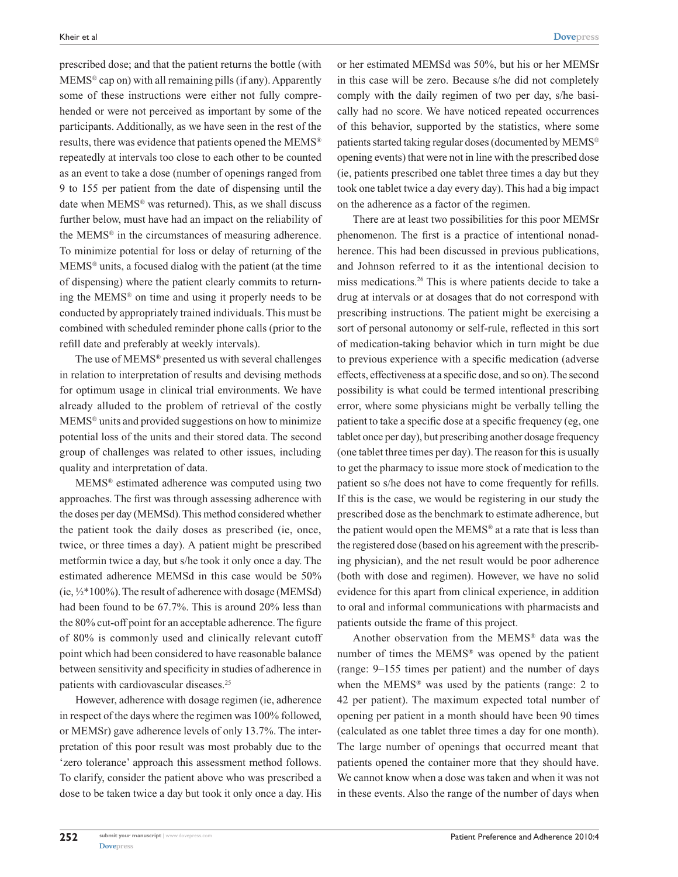prescribed dose; and that the patient returns the bottle (with MEMS® cap on) with all remaining pills (if any). Apparently some of these instructions were either not fully comprehended or were not perceived as important by some of the participants. Additionally, as we have seen in the rest of the results, there was evidence that patients opened the MEMS® repeatedly at intervals too close to each other to be counted as an event to take a dose (number of openings ranged from 9 to 155 per patient from the date of dispensing until the date when MEMS® was returned). This, as we shall discuss further below, must have had an impact on the reliability of the MEMS® in the circumstances of measuring adherence. To minimize potential for loss or delay of returning of the MEMS® units, a focused dialog with the patient (at the time of dispensing) where the patient clearly commits to returning the MEMS® on time and using it properly needs to be conducted by appropriately trained individuals. This must be combined with scheduled reminder phone calls (prior to the refill date and preferably at weekly intervals).

The use of MEMS® presented us with several challenges in relation to interpretation of results and devising methods for optimum usage in clinical trial environments. We have already alluded to the problem of retrieval of the costly MEMS® units and provided suggestions on how to minimize potential loss of the units and their stored data. The second group of challenges was related to other issues, including quality and interpretation of data.

MEMS® estimated adherence was computed using two approaches. The first was through assessing adherence with the doses per day (MEMSd). This method considered whether the patient took the daily doses as prescribed (ie, once, twice, or three times a day). A patient might be prescribed metformin twice a day, but s/he took it only once a day. The estimated adherence MEMSd in this case would be 50% (ie, ½*100%). The result of adherence with dosage (MEMSd) had been found to be 67.7%. This is around 20% less than the 80% cut-off point for an acceptable adherence. The figure of 80% is commonly used and clinically relevant cutoff point which had been considered to have reasonable balance between sensitivity and specificity in studies of adherence in patients with cardiovascular diseases.[25]

However, adherence with dosage regimen (ie, adherence in respect of the days where the regimen was 100% followed, or MEMSr) gave adherence levels of only 13.7%. The interpretation of this poor result was most probably due to the 'zero tolerance' approach this assessment method follows. To clarify, consider the patient above who was prescribed a dose to be taken twice a day but took it only once a day. His or her estimated MEMSd was 50%, but his or her MEMSr in this case will be zero. Because s/he did not completely comply with the daily regimen of two per day, s/he basically had no score. We have noticed repeated occurrences of this behavior, supported by the statistics, where some patients started taking regular doses (documented by MEMS® opening events) that were not in line with the prescribed dose (ie, patients prescribed one tablet three times a day but they took one tablet twice a day every day). This had a big impact on the adherence as a factor of the regimen.

There are at least two possibilities for this poor MEMSr phenomenon. The first is a practice of intentional nonadherence. This had been discussed in previous publications, and Johnson referred to it as the intentional decision to miss medications.[26] This is where patients decide to take a drug at intervals or at dosages that do not correspond with prescribing instructions. The patient might be exercising a sort of personal autonomy or self-rule, reflected in this sort of medication-taking behavior which in turn might be due to previous experience with a specific medication (adverse effects, effectiveness at a specific dose, and so on). The second possibility is what could be termed intentional prescribing error, where some physicians might be verbally telling the patient to take a specific dose at a specific frequency (eg, one tablet once per day), but prescribing another dosage frequency (one tablet three times per day). The reason for this is usually to get the pharmacy to issue more stock of medication to the patient so s/he does not have to come frequently for refills. If this is the case, we would be registering in our study the prescribed dose as the benchmark to estimate adherence, but the patient would open the MEMS® at a rate that is less than the registered dose (based on his agreement with the prescribing physician), and the net result would be poor adherence (both with dose and regimen). However, we have no solid evidence for this apart from clinical experience, in addition to oral and informal communications with pharmacists and patients outside the frame of this project.

Another observation from the MEMS® data was the number of times the MEMS® was opened by the patient (range: 9–155 times per patient) and the number of days when the MEMS® was used by the patients (range: 2 to 42 per patient). The maximum expected total number of opening per patient in a month should have been 90 times (calculated as one tablet three times a day for one month). The large number of openings that occurred meant that patients opened the container more that they should have. We cannot know when a dose was taken and when it was not in these events. Also the range of the number of days when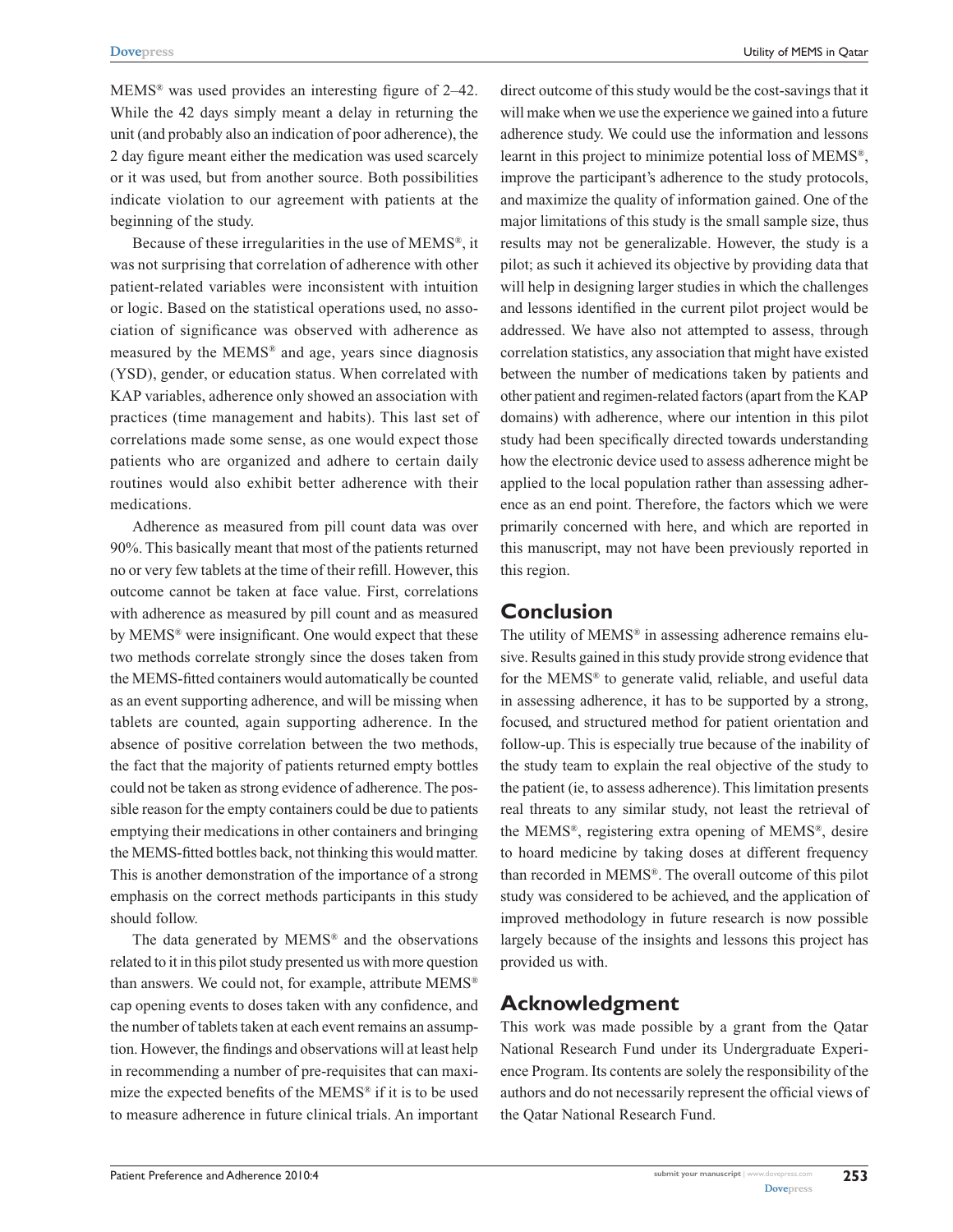MEMS® was used provides an interesting figure of 2–42. While the 42 days simply meant a delay in returning the unit (and probably also an indication of poor adherence), the 2 day figure meant either the medication was used scarcely or it was used, but from another source. Both possibilities indicate violation to our agreement with patients at the beginning of the study.

Because of these irregularities in the use of MEMS®, it was not surprising that correlation of adherence with other patient-related variables were inconsistent with intuition or logic. Based on the statistical operations used, no association of significance was observed with adherence as measured by the MEMS® and age, years since diagnosis (YSD), gender, or education status. When correlated with KAP variables, adherence only showed an association with practices (time management and habits). This last set of correlations made some sense, as one would expect those patients who are organized and adhere to certain daily routines would also exhibit better adherence with their medications.

Adherence as measured from pill count data was over 90%. This basically meant that most of the patients returned no or very few tablets at the time of their refill. However, this outcome cannot be taken at face value. First, correlations with adherence as measured by pill count and as measured by MEMS® were insignificant. One would expect that these two methods correlate strongly since the doses taken from the MEMS-fitted containers would automatically be counted as an event supporting adherence, and will be missing when tablets are counted, again supporting adherence. In the absence of positive correlation between the two methods, the fact that the majority of patients returned empty bottles could not be taken as strong evidence of adherence. The possible reason for the empty containers could be due to patients emptying their medications in other containers and bringing the MEMS-fitted bottles back, not thinking this would matter. This is another demonstration of the importance of a strong emphasis on the correct methods participants in this study should follow.

The data generated by MEMS® and the observations related to it in this pilot study presented us with more question than answers. We could not, for example, attribute MEMS® cap opening events to doses taken with any confidence, and the number of tablets taken at each event remains an assumption. However, the findings and observations will at least help in recommending a number of pre-requisites that can maximize the expected benefits of the MEMS® if it is to be used to measure adherence in future clinical trials. An important direct outcome of this study would be the cost-savings that it will make when we use the experience we gained into a future adherence study. We could use the information and lessons learnt in this project to minimize potential loss of MEMS®, improve the participant's adherence to the study protocols, and maximize the quality of information gained. One of the major limitations of this study is the small sample size, thus results may not be generalizable. However, the study is a pilot; as such it achieved its objective by providing data that will help in designing larger studies in which the challenges and lessons identified in the current pilot project would be addressed. We have also not attempted to assess, through correlation statistics, any association that might have existed between the number of medications taken by patients and other patient and regimen-related factors (apart from the KAP domains) with adherence, where our intention in this pilot study had been specifically directed towards understanding how the electronic device used to assess adherence might be applied to the local population rather than assessing adherence as an end point. Therefore, the factors which we were primarily concerned with here, and which are reported in this manuscript, may not have been previously reported in this region.

## Conclusion

The utility of MEMS® in assessing adherence remains elusive. Results gained in this study provide strong evidence that for the MEMS® to generate valid, reliable, and useful data in assessing adherence, it has to be supported by a strong, focused, and structured method for patient orientation and follow-up. This is especially true because of the inability of the study team to explain the real objective of the study to the patient (ie, to assess adherence). This limitation presents real threats to any similar study, not least the retrieval of the MEMS®, registering extra opening of MEMS®, desire to hoard medicine by taking doses at different frequency than recorded in MEMS®. The overall outcome of this pilot study was considered to be achieved, and the application of improved methodology in future research is now possible largely because of the insights and lessons this project has provided us with.

## Acknowledgment

This work was made possible by a grant from the Qatar National Research Fund under its Undergraduate Experience Program. Its contents are solely the responsibility of the authors and do not necessarily represent the official views of the Qatar National Research Fund.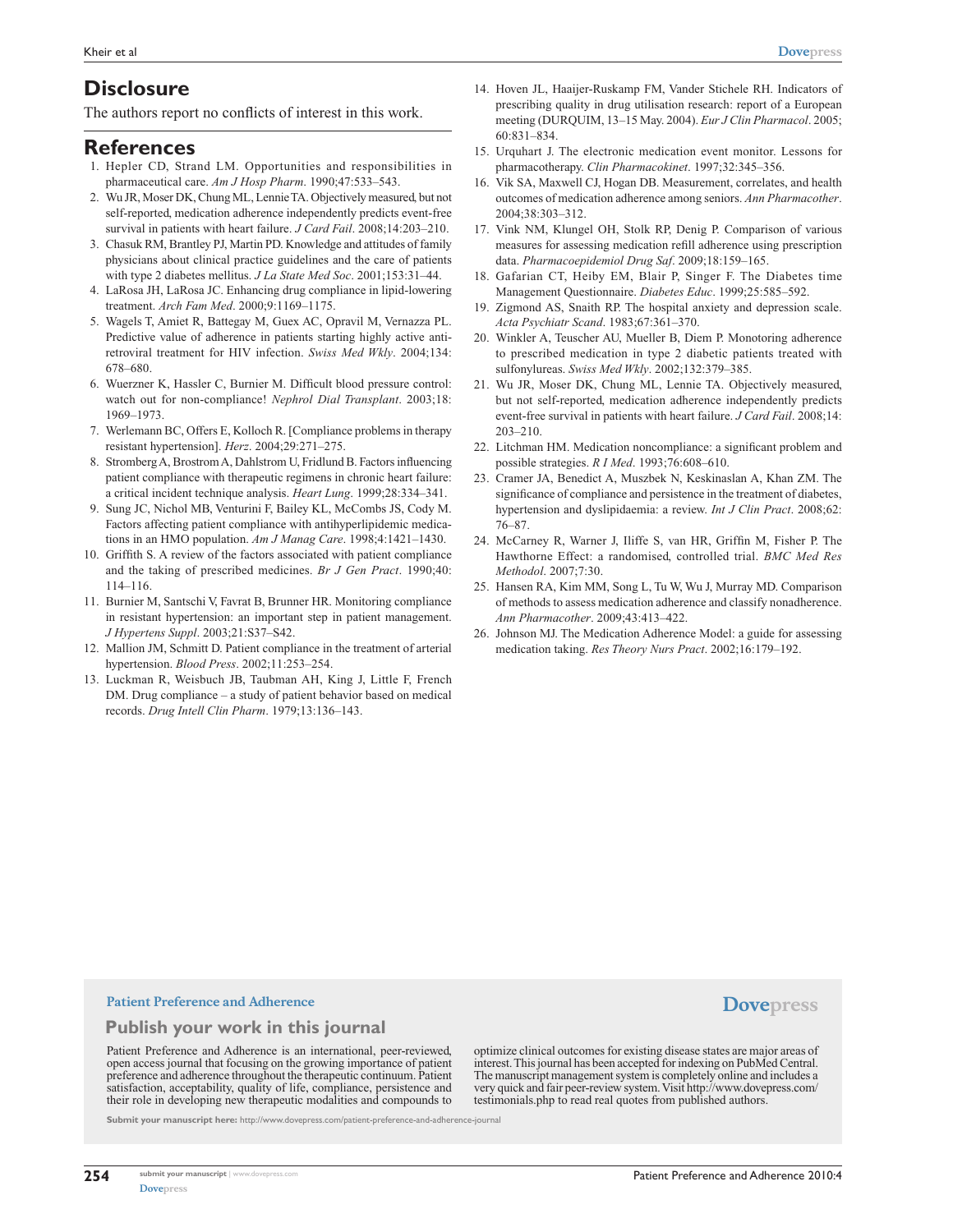## Disclosure

The authors report no conflicts of interest in this work.

## References

1. Hepler CD, Strand LM. Opportunities and responsibilities in pharmaceutical care. *Am J Hosp Pharm*. 1990;47:533–543.
2. Wu JR, Moser DK, Chung ML, Lennie TA. Objectively measured, but not self-reported, medication adherence independently predicts event-free survival in patients with heart failure. *J Card Fail*. 2008;14:203–210.
3. Chasuk RM, Brantley PJ, Martin PD. Knowledge and attitudes of family physicians about clinical practice guidelines and the care of patients with type 2 diabetes mellitus. *J La State Med Soc*. 2001;153:31–44.
4. LaRosa JH, LaRosa JC. Enhancing drug compliance in lipid-lowering treatment. *Arch Fam Med*. 2000;9:1169–1175.
5. Wagels T, Amiet R, Battegay M, Guex AC, Opravil M, Vernazza PL. Predictive value of adherence in patients starting highly active antiretroviral treatment for HIV infection. *Swiss Med Wkly*. 2004;134:678–680.
6. Wuerzner K, Hassler C, Burnier M. Difficult blood pressure control: watch out for non-compliance! *Nephrol Dial Transplant*. 2003;18:1969–1973.
7. Werlemann BC, Offers E, Kolloch R. [Compliance problems in therapy resistant hypertension]. *Herz*. 2004;29:271–275.
8. Stromberg A, Brostrom A, Dahlstrom U, Fridlund B. Factors influencing patient compliance with therapeutic regimens in chronic heart failure: a critical incident technique analysis. *Heart Lung*. 1999;28:334–341.
9. Sung JC, Nichol MB, Venturini F, Bailey KL, McCombs JS, Cody M. Factors affecting patient compliance with antihyperlipidemic medications in an HMO population. *Am J Manag Care*. 1998;4:1421–1430.
10. Griffith S. A review of the factors associated with patient compliance and the taking of prescribed medicines. *Br J Gen Pract*. 1990;40:114–116.
11. Burnier M, Santschi V, Favrat B, Brunner HR. Monitoring compliance in resistant hypertension: an important step in patient management. *J Hypertens Suppl*. 2003;21:S37–S42.
12. Mallion JM, Schmitt D. Patient compliance in the treatment of arterial hypertension. *Blood Press*. 2002;11:253–254.
13. Luckman R, Weisbuch JB, Taubman AH, King J, Little F, French DM. Drug compliance – a study of patient behavior based on medical records. *Drug Intell Clin Pharm*. 1979;13:136–143.
14. Hoven JL, Haaijer-Ruskamp FM, Vander Stichele RH. Indicators of prescribing quality in drug utilisation research: report of a European meeting (DURQUIM, 13–15 May. 2004). *Eur J Clin Pharmacol*. 2005;60:831–834.
15. Urquhart J. The electronic medication event monitor. Lessons for pharmacotherapy. *Clin Pharmacokinet*. 1997;32:345–356.
16. Vik SA, Maxwell CJ, Hogan DB. Measurement, correlates, and health outcomes of medication adherence among seniors. *Ann Pharmacother*. 2004;38:303–312.
17. Vink NM, Klungel OH, Stolk RP, Denig P. Comparison of various measures for assessing medication refill adherence using prescription data. *Pharmacoepidemiol Drug Saf*. 2009;18:159–165.
18. Gafarian CT, Heiby EM, Blair P, Singer F. The Diabetes time Management Questionnaire. *Diabetes Educ*. 1999;25:585–592.
19. Zigmond AS, Snaith RP. The hospital anxiety and depression scale. *Acta Psychiatr Scand*. 1983;67:361–370.
20. Winkler A, Teuscher AU, Mueller B, Diem P. Monotoring adherence to prescribed medication in type 2 diabetic patients treated with sulfonylureas. *Swiss Med Wkly*. 2002;132:379–385.
21. Wu JR, Moser DK, Chung ML, Lennie TA. Objectively measured, but not self-reported, medication adherence independently predicts event-free survival in patients with heart failure. *J Card Fail*. 2008;14:203–210.
22. Litchman HM. Medication noncompliance: a significant problem and possible strategies. *R I Med*. 1993;76:608–610.
23. Cramer JA, Benedict A, Muszbek N, Keskinaslan A, Khan ZM. The significance of compliance and persistence in the treatment of diabetes, hypertension and dyslipidaemia: a review. *Int J Clin Pract*. 2008;62:76–87.
24. McCarney R, Warner J, Iliffe S, van HR, Griffin M, Fisher P. The Hawthorne Effect: a randomised, controlled trial. *BMC Med Res Methodol*. 2007;7:30.
25. Hansen RA, Kim MM, Song L, Tu W, Wu J, Murray MD. Comparison of methods to assess medication adherence and classify nonadherence. *Ann Pharmacother*. 2009;43:413–422.
26. Johnson MJ. The Medication Adherence Model: a guide for assessing medication taking. *Res Theory Nurs Pract*. 2002;16:179–192.

**Patient Preference and Adherence**

### Publish your work in this journal

Patient Preference and Adherence is an international, peer-reviewed, open access journal that focusing on the growing importance of patient preference and adherence throughout the therapeutic continuum. Patient satisfaction, acceptability, quality of life, compliance, persistence and their role in developing new therapeutic modalities and compounds to optimize clinical outcomes for existing disease states are major areas of interest. This journal has been accepted for indexing on PubMed Central. The manuscript management system is completely online and includes a very quick and fair peer-review system. Visit http://www.dovepress.com/testimonials.php to read real quotes from published authors.

**Submit your manuscript here:** http://www.dovepress.com/patient-preference-and-adherence-journal